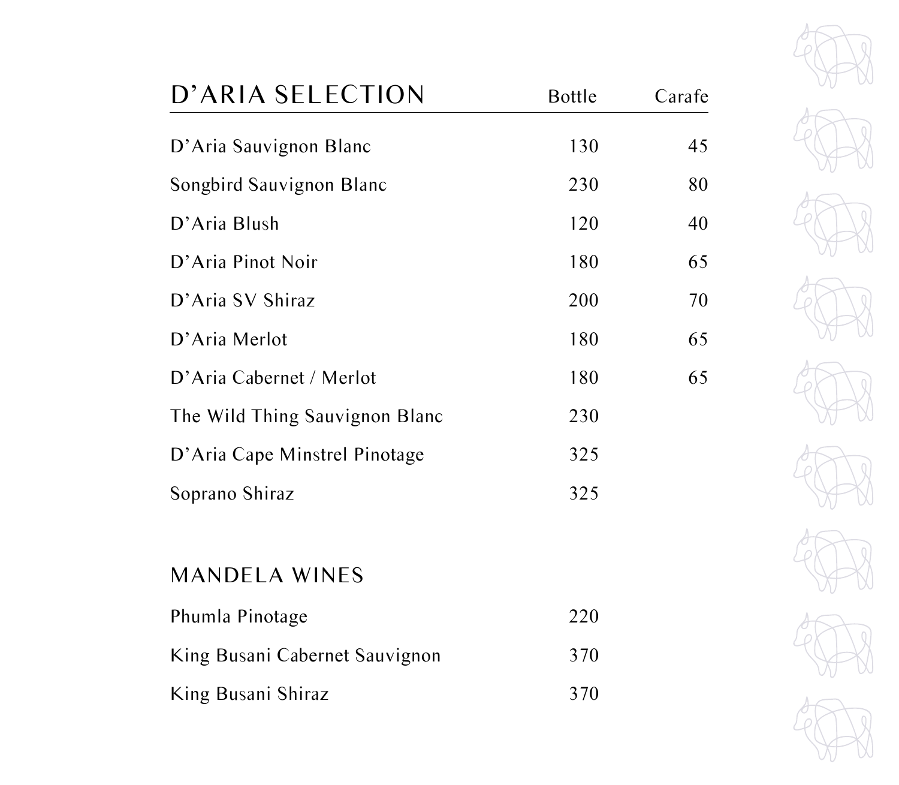## D'ARIA SELECTION

| | Bottle | Carafe |
|---|---|---|
| D'Aria Sauvignon Blanc | 130 | 45 |
| Songbird Sauvignon Blanc | 230 | 80 |
| D'Aria Blush | 120 | 40 |
| D'Aria Pinot Noir | 180 | 65 |
| D'Aria SV Shiraz | 200 | 70 |
| D'Aria Merlot | 180 | 65 |
| D'Aria Cabernet / Merlot | 180 | 65 |
| The Wild Thing Sauvignon Blanc | 230 | |
| D'Aria Cape Minstrel Pinotage | 325 | |
| Soprano Shiraz | 325 | |

## MANDELA WINES

| | Bottle |
|---|---|
| Phumla Pinotage | 220 |
| King Busani Cabernet Sauvignon | 370 |
| King Busani Shiraz | 370 |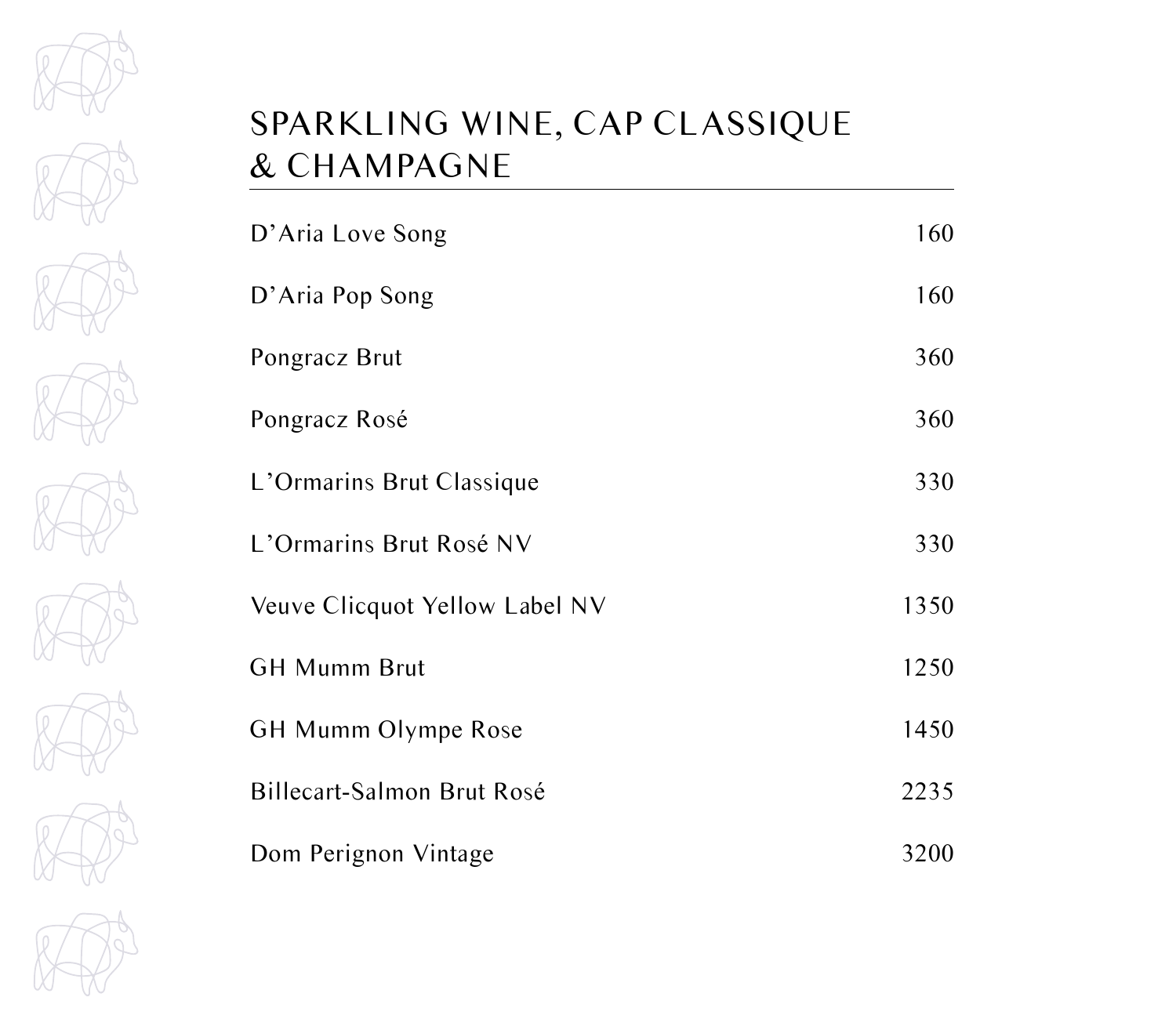## SPARKLING WINE, CAP CLASSIQUE & CHAMPAGNE

| | |
|---|---|
| D'Aria Love Song | 160 |
| D'Aria Pop Song | 160 |
| Pongracz Brut | 360 |
| Pongracz Rosé | 360 |
| L'Ormarins Brut Classique | 330 |
| L'Ormarins Brut Rosé NV | 330 |
| Veuve Clicquot Yellow Label NV | 1350 |
| GH Mumm Brut | 1250 |
| GH Mumm Olympe Rose | 1450 |
| Billecart-Salmon Brut Rosé | 2235 |
| Dom Perignon Vintage | 3200 |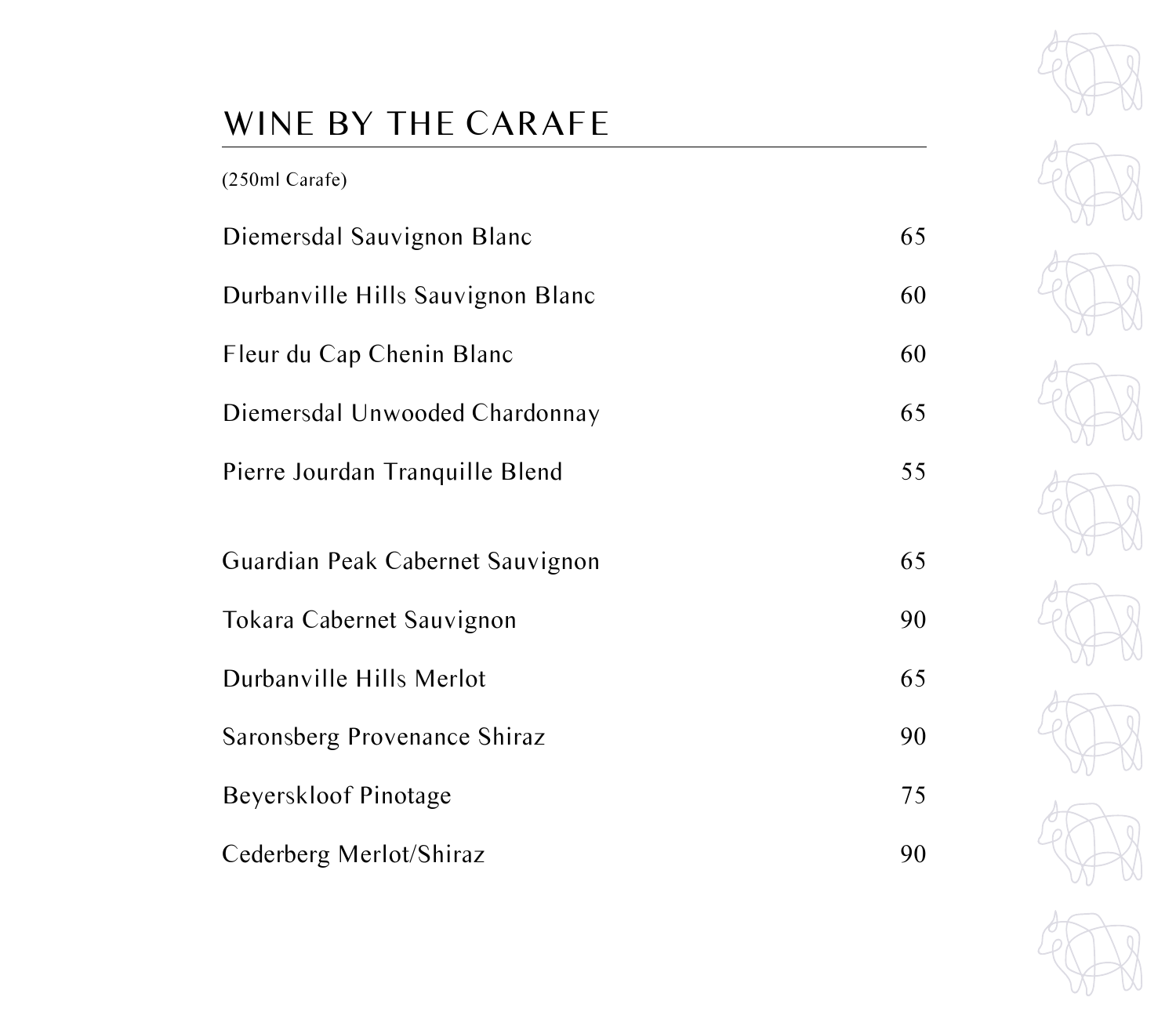# WINE BY THE CARAFE

(250ml Carafe)

| Wine | Price |
|---|---|
| Diemersdal Sauvignon Blanc | 65 |
| Durbanville Hills Sauvignon Blanc | 60 |
| Fleur du Cap Chenin Blanc | 60 |
| Diemersdal Unwooded Chardonnay | 65 |
| Pierre Jourdan Tranquille Blend | 55 |
| | |
| Guardian Peak Cabernet Sauvignon | 65 |
| Tokara Cabernet Sauvignon | 90 |
| Durbanville Hills Merlot | 65 |
| Saronsberg Provenance Shiraz | 90 |
| Beyerskloof Pinotage | 75 |
| Cederberg Merlot/Shiraz | 90 |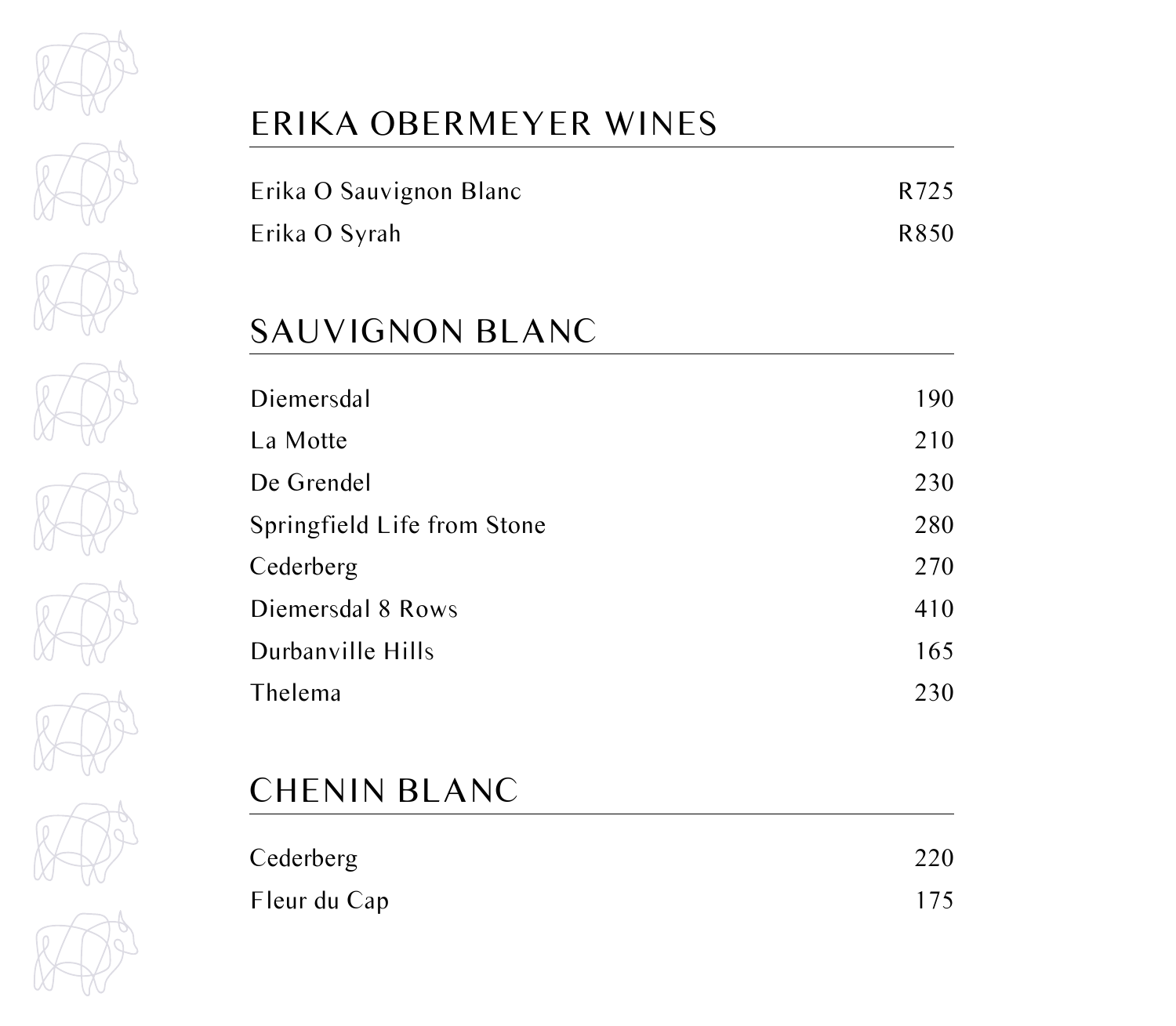## ERIKA OBERMEYER WINES

| | |
|---|---|
| Erika O Sauvignon Blanc | R725 |
| Erika O Syrah | R850 |

## SAUVIGNON BLANC

| | |
|---|---|
| Diemersdal | 190 |
| La Motte | 210 |
| De Grendel | 230 |
| Springfield Life from Stone | 280 |
| Cederberg | 270 |
| Diemersdal 8 Rows | 410 |
| Durbanville Hills | 165 |
| Thelema | 230 |

## CHENIN BLANC

| | |
|---|---|
| Cederberg | 220 |
| Fleur du Cap | 175 |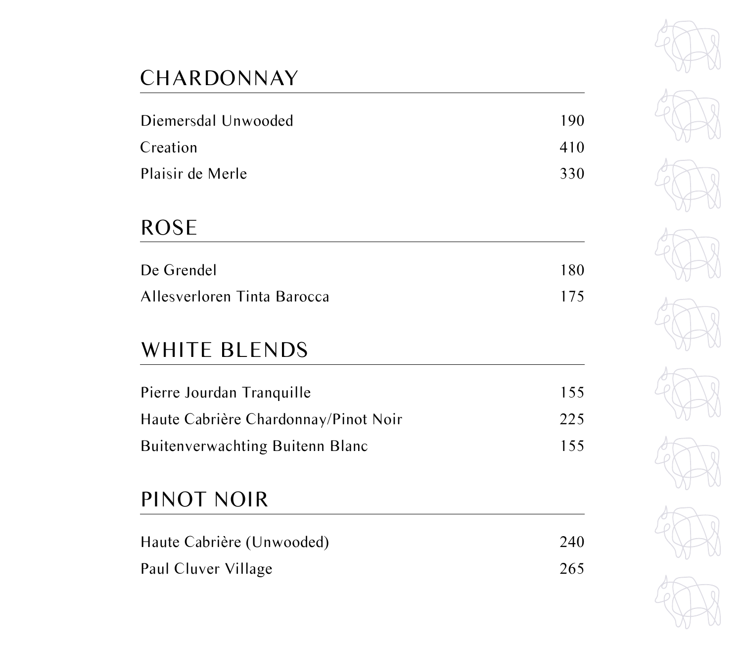## CHARDONNAY

| | |
|---|---|
| Diemersdal Unwooded | 190 |
| Creation | 410 |
| Plaisir de Merle | 330 |

## ROSE

| | |
|---|---|
| De Grendel | 180 |
| Allesverloren Tinta Barocca | 175 |

## WHITE BLENDS

| | |
|---|---|
| Pierre Jourdan Tranquille | 155 |
| Haute Cabrière Chardonnay/Pinot Noir | 225 |
| Buitenverwachting Buitenn Blanc | 155 |

## PINOT NOIR

| | |
|---|---|
| Haute Cabrière (Unwooded) | 240 |
| Paul Cluver Village | 265 |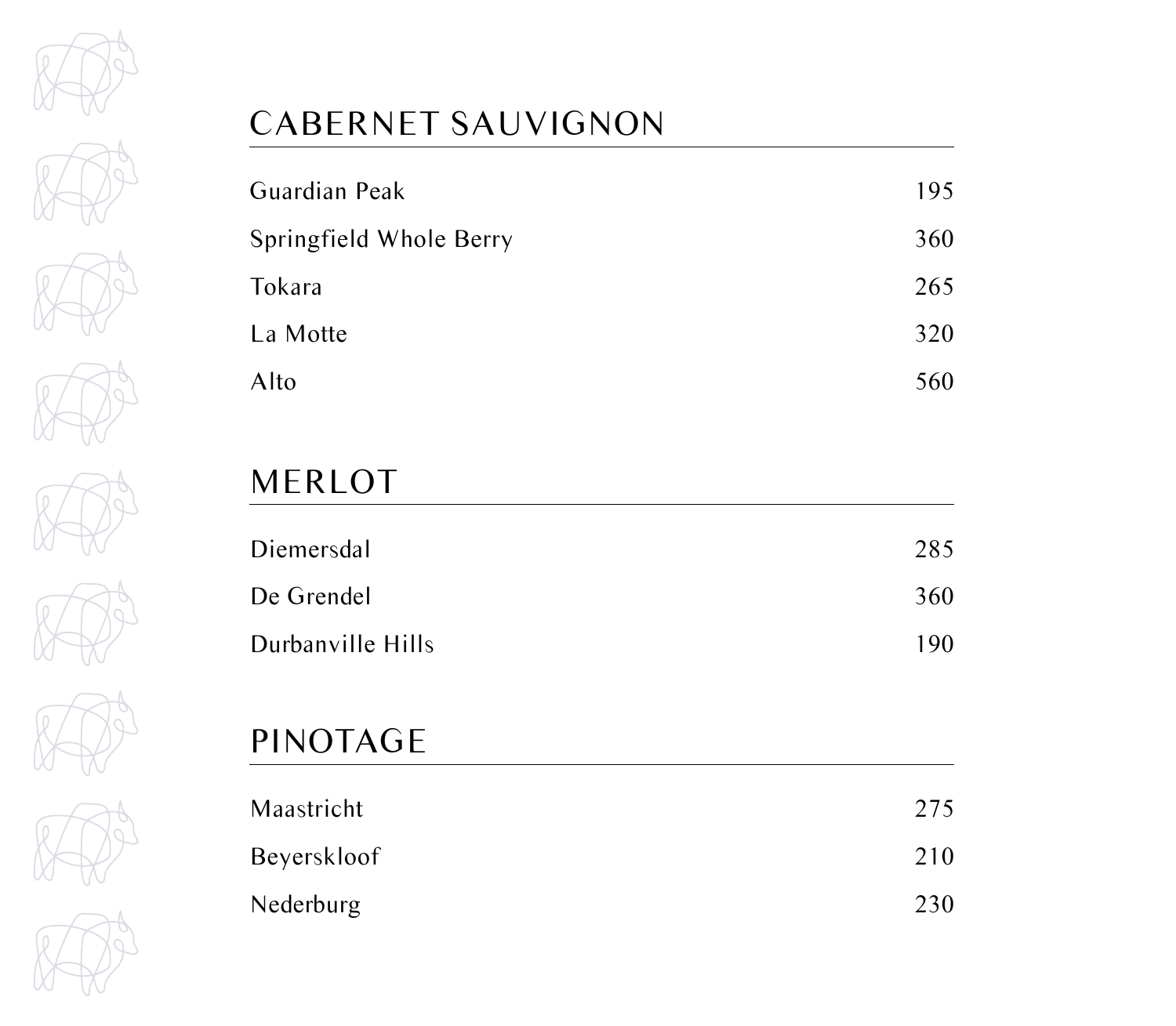## CABERNET SAUVIGNON

| | |
|---|---|
| Guardian Peak | 195 |
| Springfield Whole Berry | 360 |
| Tokara | 265 |
| La Motte | 320 |
| Alto | 560 |

## MERLOT

| | |
|---|---|
| Diemersdal | 285 |
| De Grendel | 360 |
| Durbanville Hills | 190 |

## PINOTAGE

| | |
|---|---|
| Maastricht | 275 |
| Beyerskloof | 210 |
| Nederburg | 230 |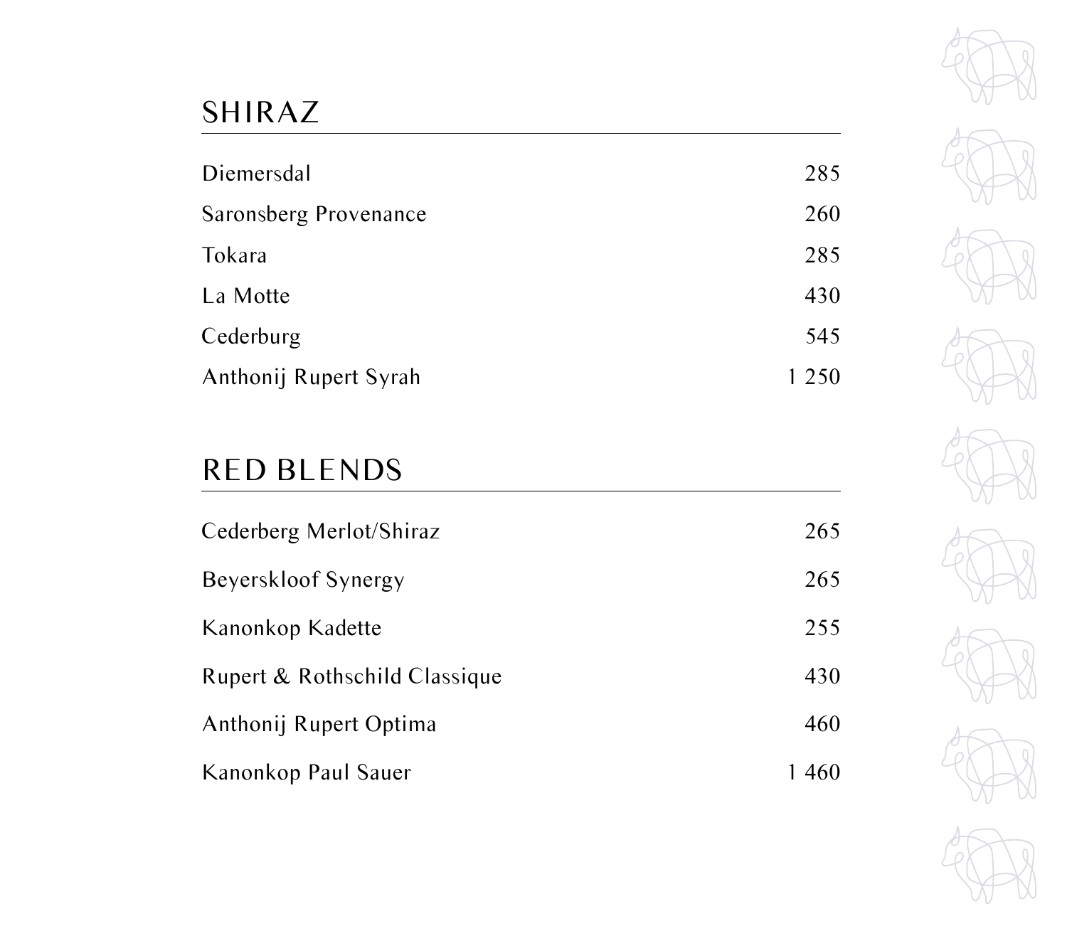## SHIRAZ

| | |
|---|---|
| Diemersdal | 285 |
| Saronsberg Provenance | 260 |
| Tokara | 285 |
| La Motte | 430 |
| Cederburg | 545 |
| Anthonij Rupert Syrah | 1 250 |

## RED BLENDS

| | |
|---|---|
| Cederberg Merlot/Shiraz | 265 |
| Beyerskloof Synergy | 265 |
| Kanonkop Kadette | 255 |
| Rupert & Rothschild Classique | 430 |
| Anthonij Rupert Optima | 460 |
| Kanonkop Paul Sauer | 1 460 |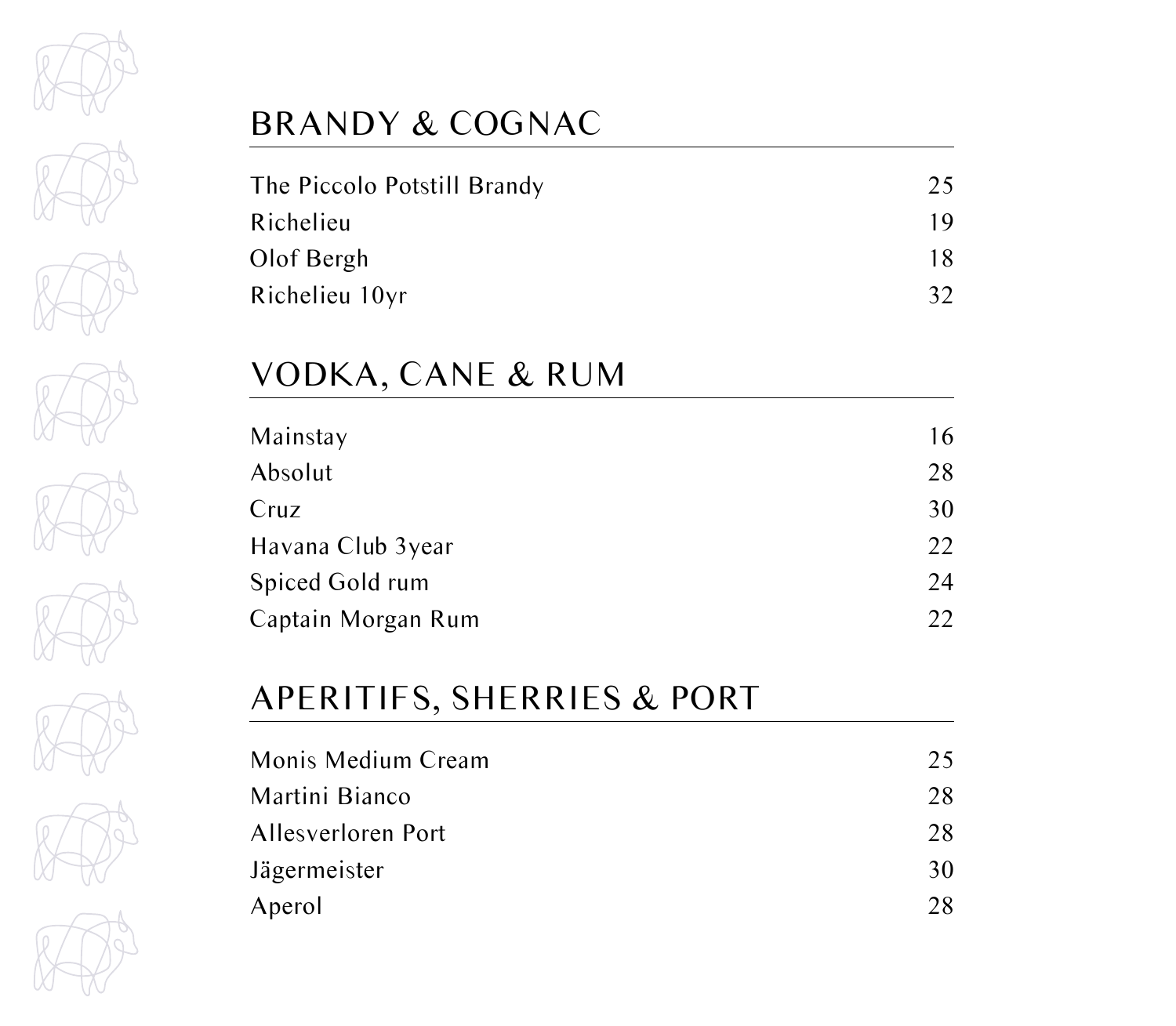## BRANDY & COGNAC

| | |
|---|---|
| The Piccolo Potstill Brandy | 25 |
| Richelieu | 19 |
| Olof Bergh | 18 |
| Richelieu 10yr | 32 |

## VODKA, CANE & RUM

| | |
|---|---|
| Mainstay | 16 |
| Absolut | 28 |
| Cruz | 30 |
| Havana Club 3year | 22 |
| Spiced Gold rum | 24 |
| Captain Morgan Rum | 22 |

## APERITIFS, SHERRIES & PORT

| | |
|---|---|
| Monis Medium Cream | 25 |
| Martini Bianco | 28 |
| Allesverloren Port | 28 |
| Jägermeister | 30 |
| Aperol | 28 |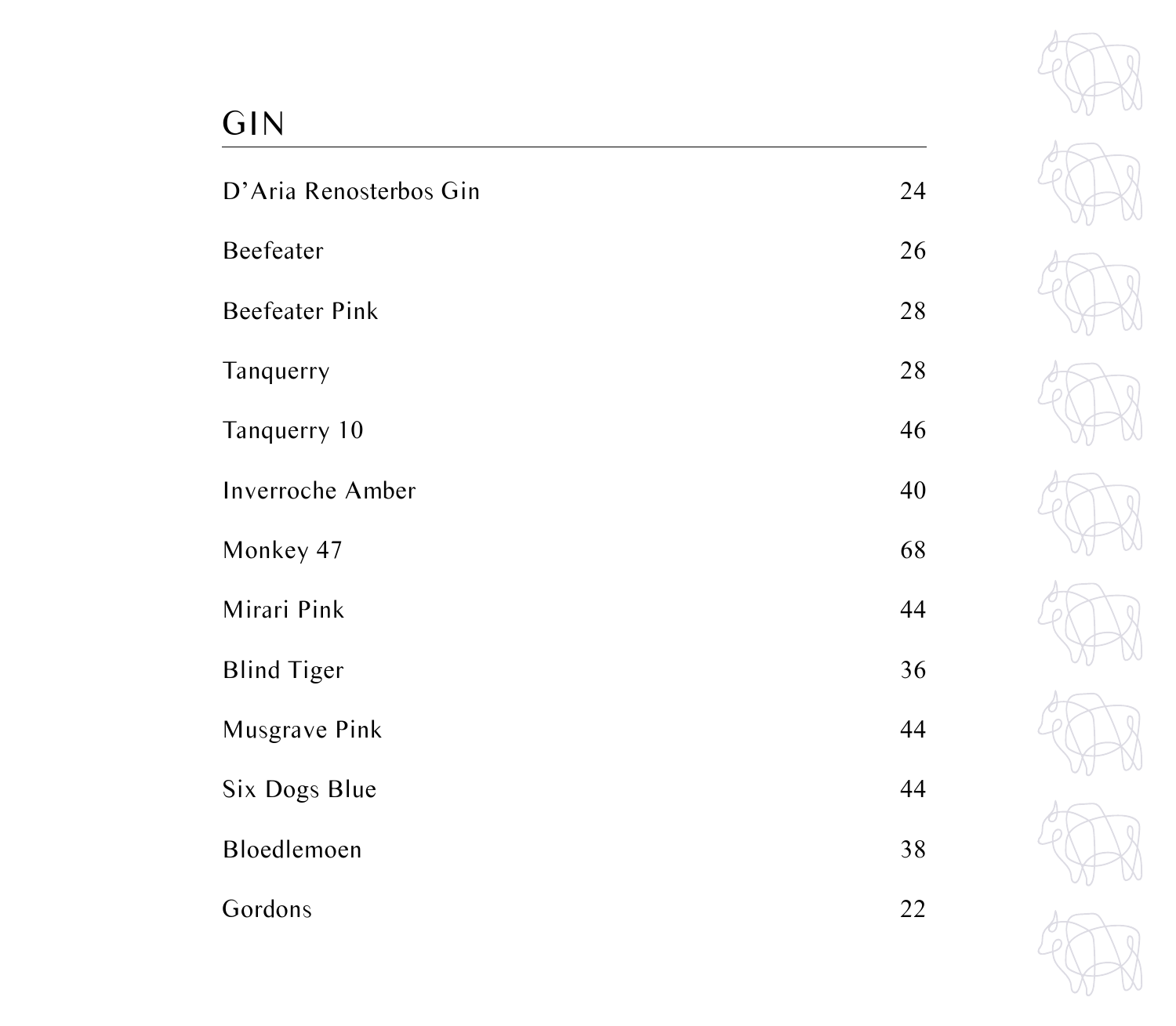# GIN

| | |
|---|---|
| D'Aria Renosterbos Gin | 24 |
| Beefeater | 26 |
| Beefeater Pink | 28 |
| Tanquerry | 28 |
| Tanquerry 10 | 46 |
| Inverroche Amber | 40 |
| Monkey 47 | 68 |
| Mirari Pink | 44 |
| Blind Tiger | 36 |
| Musgrave Pink | 44 |
| Six Dogs Blue | 44 |
| Bloedlemoen | 38 |
| Gordons | 22 |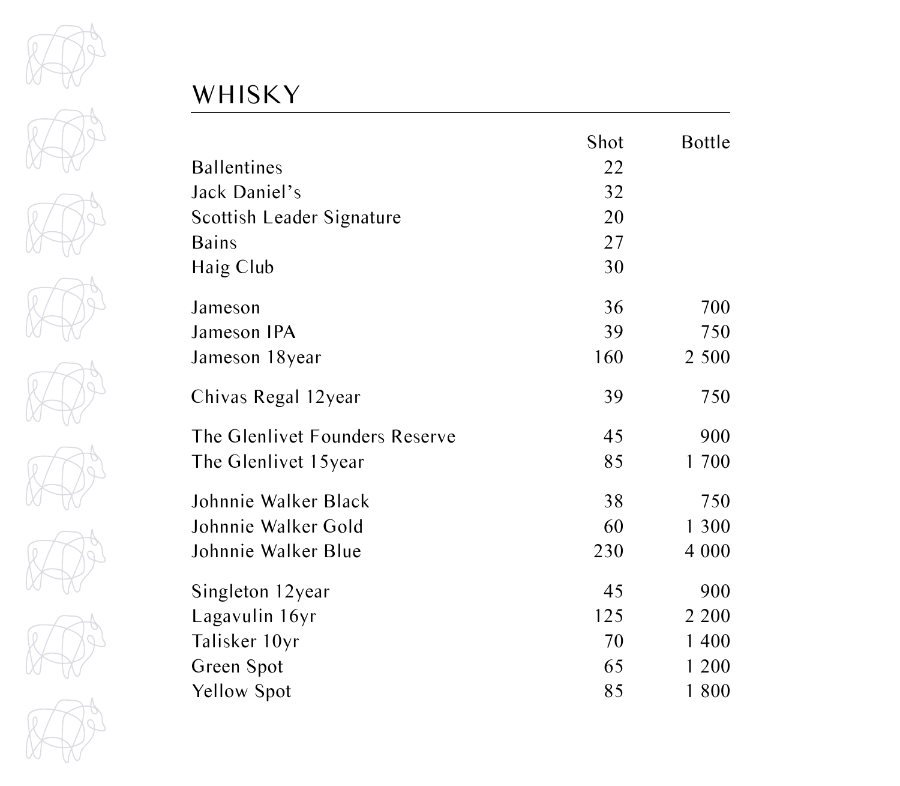# WHISKY

| | Shot | Bottle |
|---|---|---|
| Ballentines | 22 | |
| Jack Daniel's | 32 | |
| Scottish Leader Signature | 20 | |
| Bains | 27 | |
| Haig Club | 30 | |
| Jameson | 36 | 700 |
| Jameson IPA | 39 | 750 |
| Jameson 18year | 160 | 2 500 |
| Chivas Regal 12year | 39 | 750 |
| The Glenlivet Founders Reserve | 45 | 900 |
| The Glenlivet 15year | 85 | 1 700 |
| Johnnie Walker Black | 38 | 750 |
| Johnnie Walker Gold | 60 | 1 300 |
| Johnnie Walker Blue | 230 | 4 000 |
| Singleton 12year | 45 | 900 |
| Lagavulin 16yr | 125 | 2 200 |
| Talisker 10yr | 70 | 1 400 |
| Green Spot | 65 | 1 200 |
| Yellow Spot | 85 | 1 800 |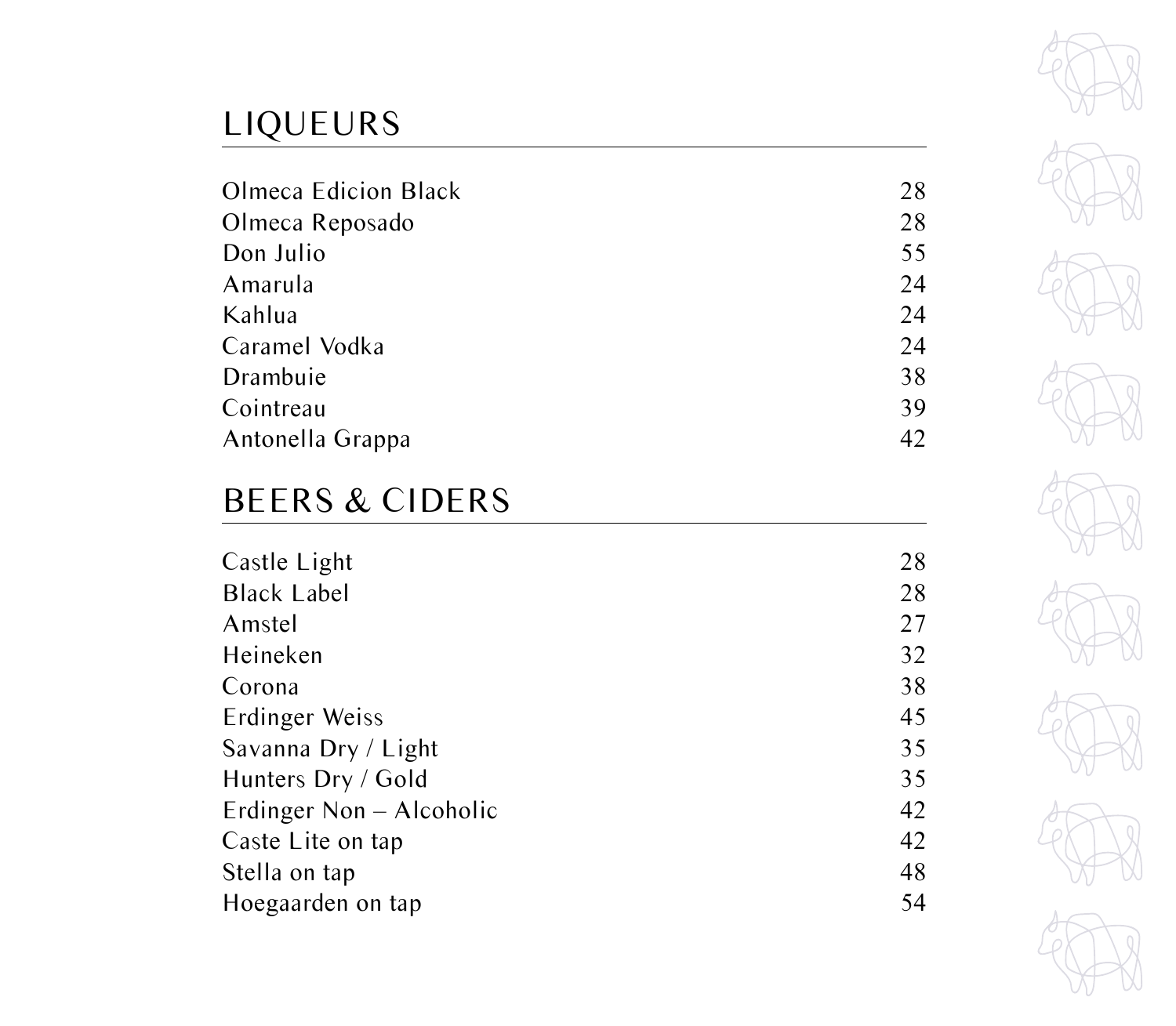## LIQUEURS

| | |
|---|---|
| Olmeca Edicion Black | 28 |
| Olmeca Reposado | 28 |
| Don Julio | 55 |
| Amarula | 24 |
| Kahlua | 24 |
| Caramel Vodka | 24 |
| Drambuie | 38 |
| Cointreau | 39 |
| Antonella Grappa | 42 |

## BEERS & CIDERS

| | |
|---|---|
| Castle Light | 28 |
| Black Label | 28 |
| Amstel | 27 |
| Heineken | 32 |
| Corona | 38 |
| Erdinger Weiss | 45 |
| Savanna Dry / Light | 35 |
| Hunters Dry / Gold | 35 |
| Erdinger Non – Alcoholic | 42 |
| Caste Lite on tap | 42 |
| Stella on tap | 48 |
| Hoegaarden on tap | 54 |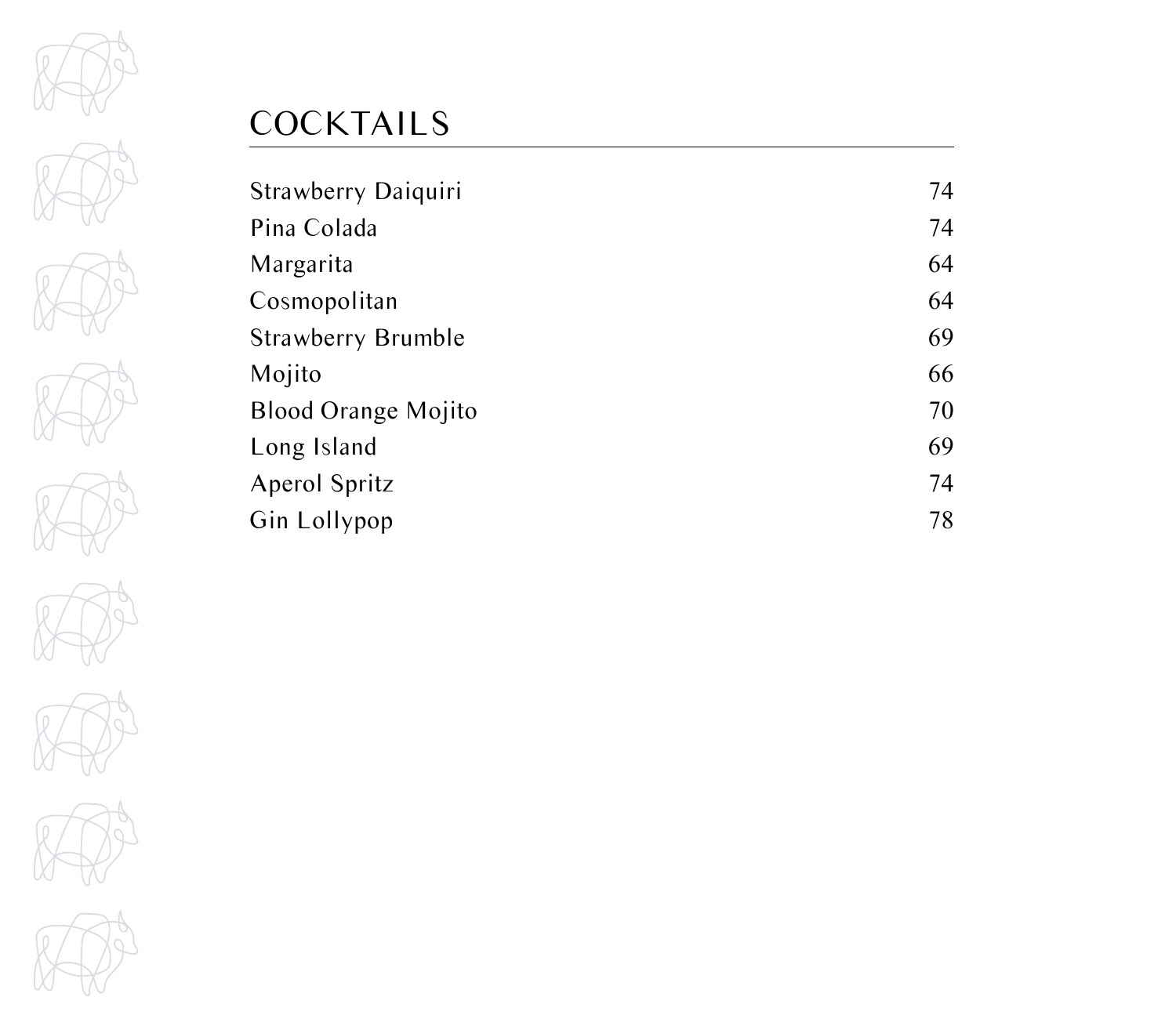## COCKTAILS

| | |
|---|---|
| Strawberry Daiquiri | 74 |
| Pina Colada | 74 |
| Margarita | 64 |
| Cosmopolitan | 64 |
| Strawberry Brumble | 69 |
| Mojito | 66 |
| Blood Orange Mojito | 70 |
| Long Island | 69 |
| Aperol Spritz | 74 |
| Gin Lollypop | 78 |